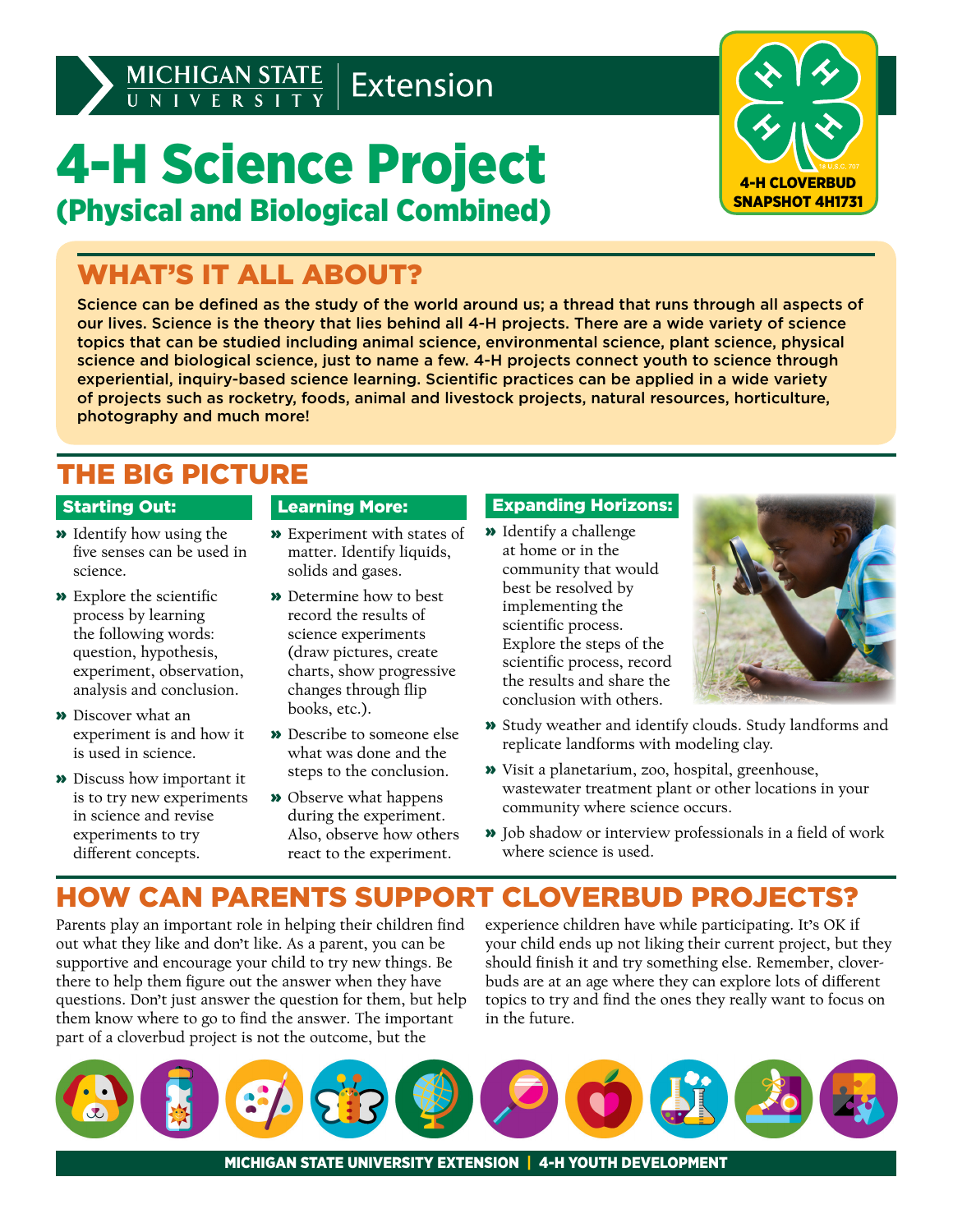MICHIGAN STATE UNIVERSITY | Extension

# 4-H Science Project
## (Physical and Biological Combined)

4-H CLOVERBUD SNAPSHOT 4H1731

## WHAT'S IT ALL ABOUT?

**Science can be defined as the study of the world around us; a thread that runs through all aspects of our lives. Science is the theory that lies behind all 4-H projects. There are a wide variety of science topics that can be studied including animal science, environmental science, plant science, physical science and biological science, just to name a few. 4-H projects connect youth to science through experiential, inquiry-based science learning. Scientific practices can be applied in a wide variety of projects such as rocketry, foods, animal and livestock projects, natural resources, horticulture, photography and much more!**

## THE BIG PICTURE

### Starting Out:

- Identify how using the five senses can be used in science.
- Explore the scientific process by learning the following words: question, hypothesis, experiment, observation, analysis and conclusion.
- Discover what an experiment is and how it is used in science.
- Discuss how important it is to try new experiments in science and revise experiments to try different concepts.

### Learning More:

- Experiment with states of matter. Identify liquids, solids and gases.
- Determine how to best record the results of science experiments (draw pictures, create charts, show progressive changes through flip books, etc.).
- Describe to someone else what was done and the steps to the conclusion.
- Observe what happens during the experiment. Also, observe how others react to the experiment.

### Expanding Horizons:

- Identify a challenge at home or in the community that would best be resolved by implementing the scientific process. Explore the steps of the scientific process, record the results and share the conclusion with others.
- Study weather and identify clouds. Study landforms and replicate landforms with modeling clay.
- Visit a planetarium, zoo, hospital, greenhouse, wastewater treatment plant or other locations in your community where science occurs.
- Job shadow or interview professionals in a field of work where science is used.

## HOW CAN PARENTS SUPPORT CLOVERBUD PROJECTS?

Parents play an important role in helping their children find out what they like and don't like. As a parent, you can be supportive and encourage your child to try new things. Be there to help them figure out the answer when they have questions. Don't just answer the question for them, but help them know where to go to find the answer. The important part of a cloverbud project is not the outcome, but the experience children have while participating. It's OK if your child ends up not liking their current project, but they should finish it and try something else. Remember, cloverbuds are at an age where they can explore lots of different topics to try and find the ones they really want to focus on in the future.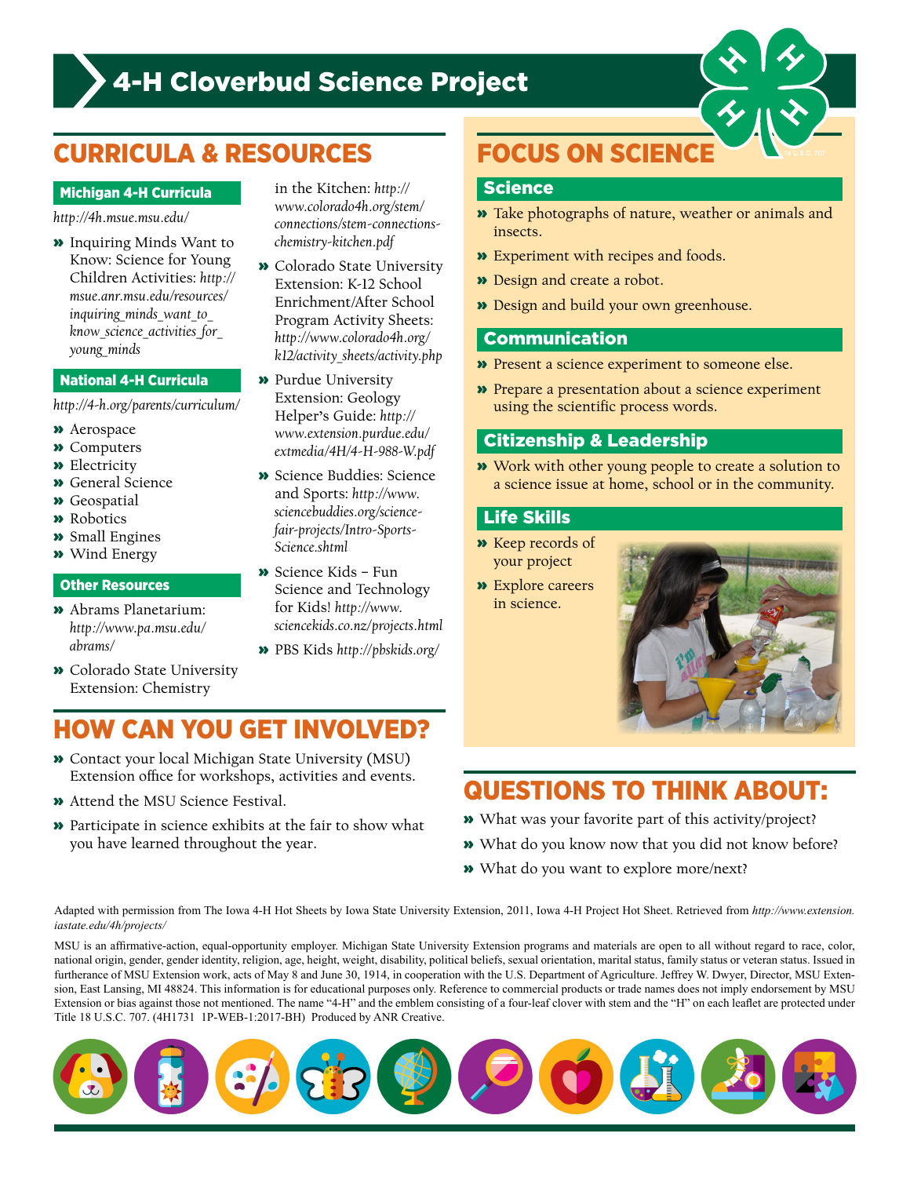# 4-H Cloverbud Science Project

## CURRICULA & RESOURCES

### Michigan 4-H Curricula

*http://4h.msue.msu.edu/*

- Inquiring Minds Want to Know: Science for Young Children Activities: *http://msue.anr.msu.edu/resources/inquiring_minds_want_to_know_science_activities_for_young_minds*

### National 4-H Curricula

*http://4-h.org/parents/curriculum/*

- Aerospace
- Computers
- Electricity
- General Science
- Geospatial
- Robotics
- Small Engines
- Wind Energy

### Other Resources

- Abrams Planetarium: *http://www.pa.msu.edu/abrams/*
- Colorado State University Extension: Chemistry in the Kitchen: *http://www.colorado4h.org/stem/connections/stem-connections-chemistry-kitchen.pdf*
- Colorado State University Extension: K-12 School Enrichment/After School Program Activity Sheets: *http://www.colorado4h.org/k12/activity_sheets/activity.php*
- Purdue University Extension: Geology Helper's Guide: *http://www.extension.purdue.edu/extmedia/4H/4-H-988-W.pdf*
- Science Buddies: Science and Sports: *http://www.sciencebuddies.org/science-fair-projects/Intro-Sports-Science.shtml*
- Science Kids – Fun Science and Technology for Kids! *http://www.sciencekids.co.nz/projects.html*
- PBS Kids *http://pbskids.org/*

## HOW CAN YOU GET INVOLVED?

- Contact your local Michigan State University (MSU) Extension office for workshops, activities and events.
- Attend the MSU Science Festival.
- Participate in science exhibits at the fair to show what you have learned throughout the year.

## FOCUS ON SCIENCE

### Science

- Take photographs of nature, weather or animals and insects.
- Experiment with recipes and foods.
- Design and create a robot.
- Design and build your own greenhouse.

### Communication

- Present a science experiment to someone else.
- Prepare a presentation about a science experiment using the scientific process words.

### Citizenship & Leadership

- Work with other young people to create a solution to a science issue at home, school or in the community.

### Life Skills

- Keep records of your project
- Explore careers in science.

## QUESTIONS TO THINK ABOUT:

- What was your favorite part of this activity/project?
- What do you know now that you did not know before?
- What do you want to explore more/next?

Adapted with permission from The Iowa 4-H Hot Sheets by Iowa State University Extension, 2011, Iowa 4-H Project Hot Sheet. Retrieved from *http://www.extension.iastate.edu/4h/projects/*

MSU is an affirmative-action, equal-opportunity employer. Michigan State University Extension programs and materials are open to all without regard to race, color, national origin, gender, gender identity, religion, age, height, weight, disability, political beliefs, sexual orientation, marital status, family status or veteran status. Issued in furtherance of MSU Extension work, acts of May 8 and June 30, 1914, in cooperation with the U.S. Department of Agriculture. Jeffrey W. Dwyer, Director, MSU Extension, East Lansing, MI 48824. This information is for educational purposes only. Reference to commercial products or trade names does not imply endorsement by MSU Extension or bias against those not mentioned. The name "4-H" and the emblem consisting of a four-leaf clover with stem and the "H" on each leaflet are protected under Title 18 U.S.C. 707. (4H1731 1P-WEB-1:2017-BH) Produced by ANR Creative.